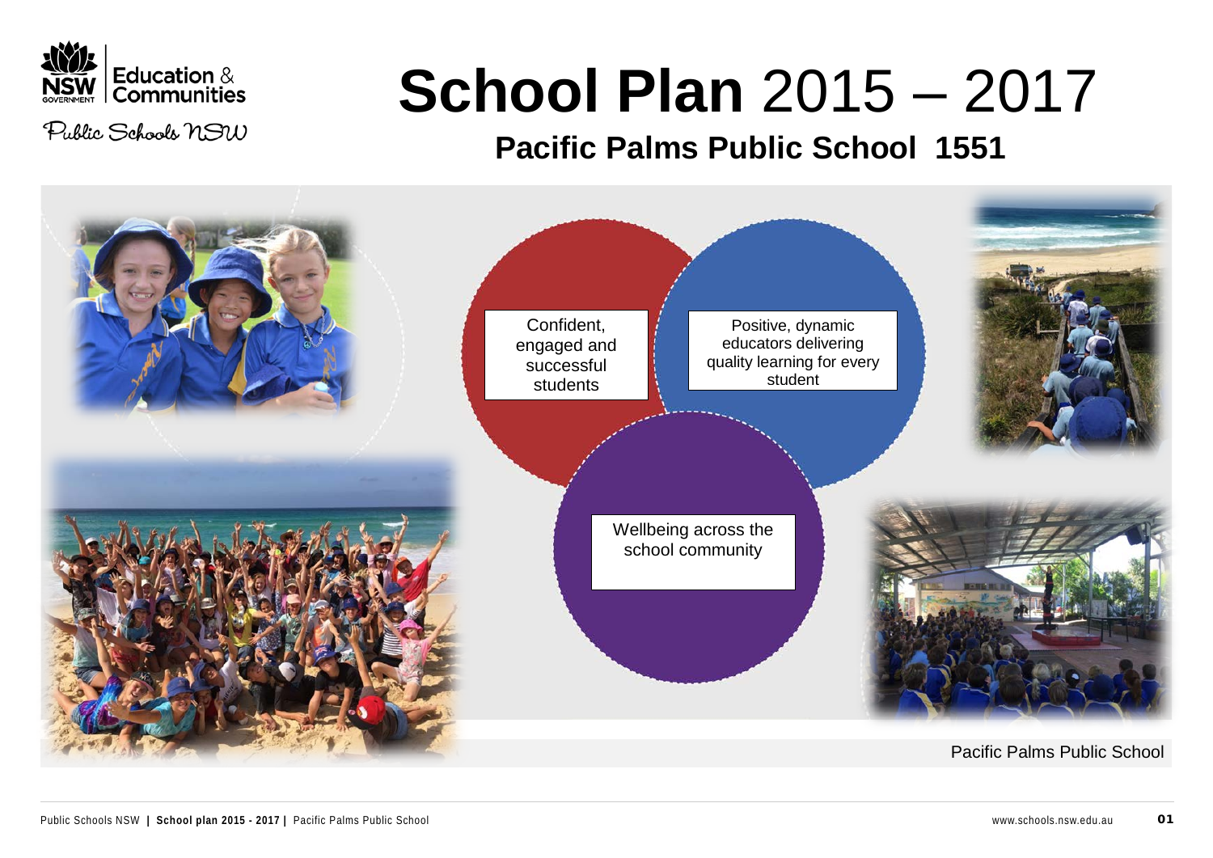Education & Communities

Public Schools NSW

# **School Plan** 2015 – 2017

## Pacific Palms Public School 1551

Confident, engaged and successful students

Positive, dynamic educators delivering quality learning for every student

Wellbeing across the school community

Pacific Palms Public School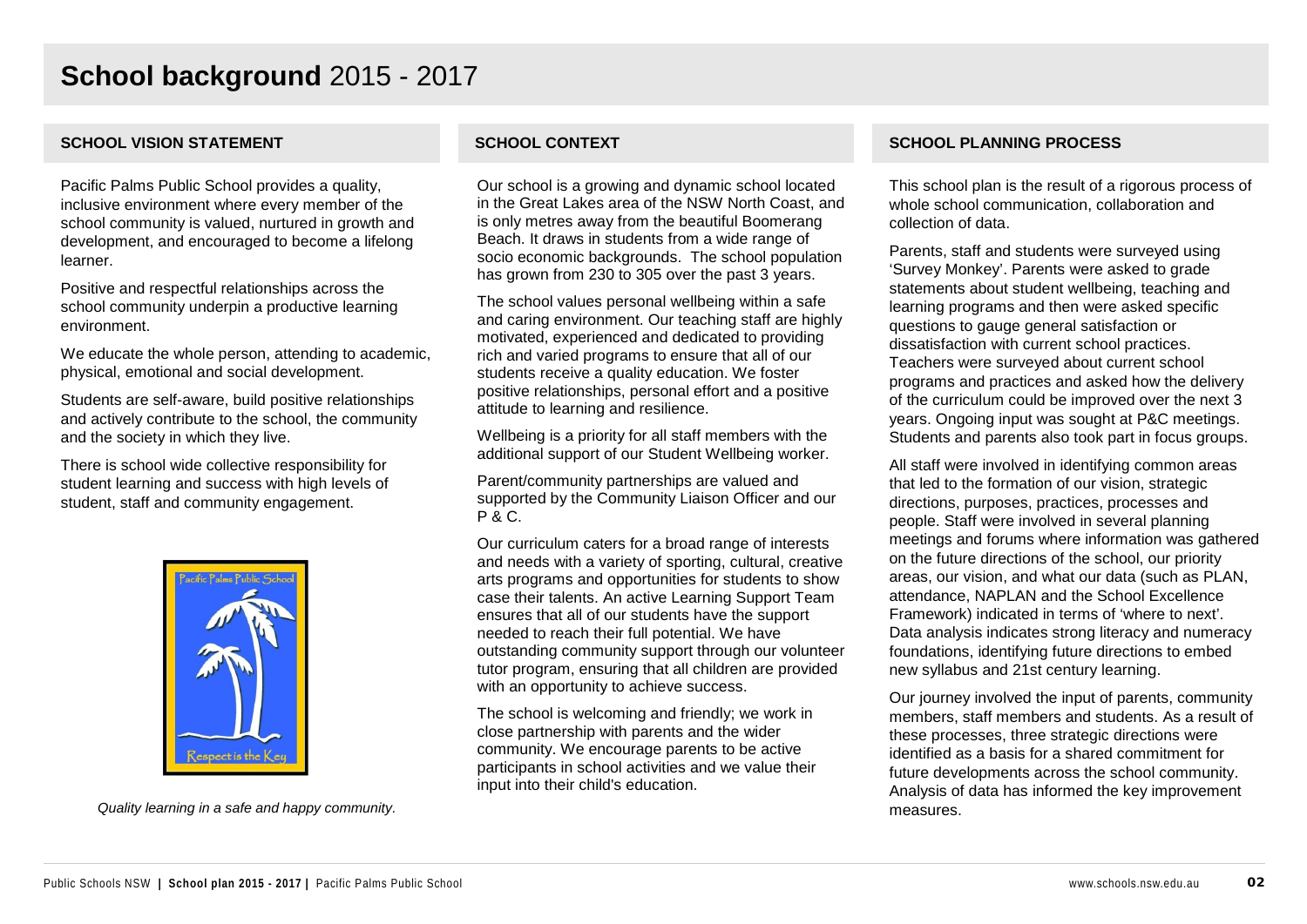# **School background** 2015 - 2017

## SCHOOL VISION STATEMENT

Pacific Palms Public School provides a quality, inclusive environment where every member of the school community is valued, nurtured in growth and development, and encouraged to become a lifelong learner.

Positive and respectful relationships across the school community underpin a productive learning environment.

We educate the whole person, attending to academic, physical, emotional and social development.

Students are self-aware, build positive relationships and actively contribute to the school, the community and the society in which they live.

There is school wide collective responsibility for student learning and success with high levels of student, staff and community engagement.

*Quality learning in a safe and happy community.*

## SCHOOL CONTEXT

Our school is a growing and dynamic school located in the Great Lakes area of the NSW North Coast, and is only metres away from the beautiful Boomerang Beach. It draws in students from a wide range of socio economic backgrounds. The school population has grown from 230 to 305 over the past 3 years.

The school values personal wellbeing within a safe and caring environment. Our teaching staff are highly motivated, experienced and dedicated to providing rich and varied programs to ensure that all of our students receive a quality education. We foster positive relationships, personal effort and a positive attitude to learning and resilience.

Wellbeing is a priority for all staff members with the additional support of our Student Wellbeing worker.

Parent/community partnerships are valued and supported by the Community Liaison Officer and our P & C.

Our curriculum caters for a broad range of interests and needs with a variety of sporting, cultural, creative arts programs and opportunities for students to show case their talents. An active Learning Support Team ensures that all of our students have the support needed to reach their full potential. We have outstanding community support through our volunteer tutor program, ensuring that all children are provided with an opportunity to achieve success.

The school is welcoming and friendly; we work in close partnership with parents and the wider community. We encourage parents to be active participants in school activities and we value their input into their child's education.

## SCHOOL PLANNING PROCESS

This school plan is the result of a rigorous process of whole school communication, collaboration and collection of data.

Parents, staff and students were surveyed using 'Survey Monkey'. Parents were asked to grade statements about student wellbeing, teaching and learning programs and then were asked specific questions to gauge general satisfaction or dissatisfaction with current school practices. Teachers were surveyed about current school programs and practices and asked how the delivery of the curriculum could be improved over the next 3 years. Ongoing input was sought at P&C meetings. Students and parents also took part in focus groups.

All staff were involved in identifying common areas that led to the formation of our vision, strategic directions, purposes, practices, processes and people. Staff were involved in several planning meetings and forums where information was gathered on the future directions of the school, our priority areas, our vision, and what our data (such as PLAN, attendance, NAPLAN and the School Excellence Framework) indicated in terms of 'where to next'. Data analysis indicates strong literacy and numeracy foundations, identifying future directions to embed new syllabus and 21st century learning.

Our journey involved the input of parents, community members, staff members and students. As a result of these processes, three strategic directions were identified as a basis for a shared commitment for future developments across the school community. Analysis of data has informed the key improvement measures.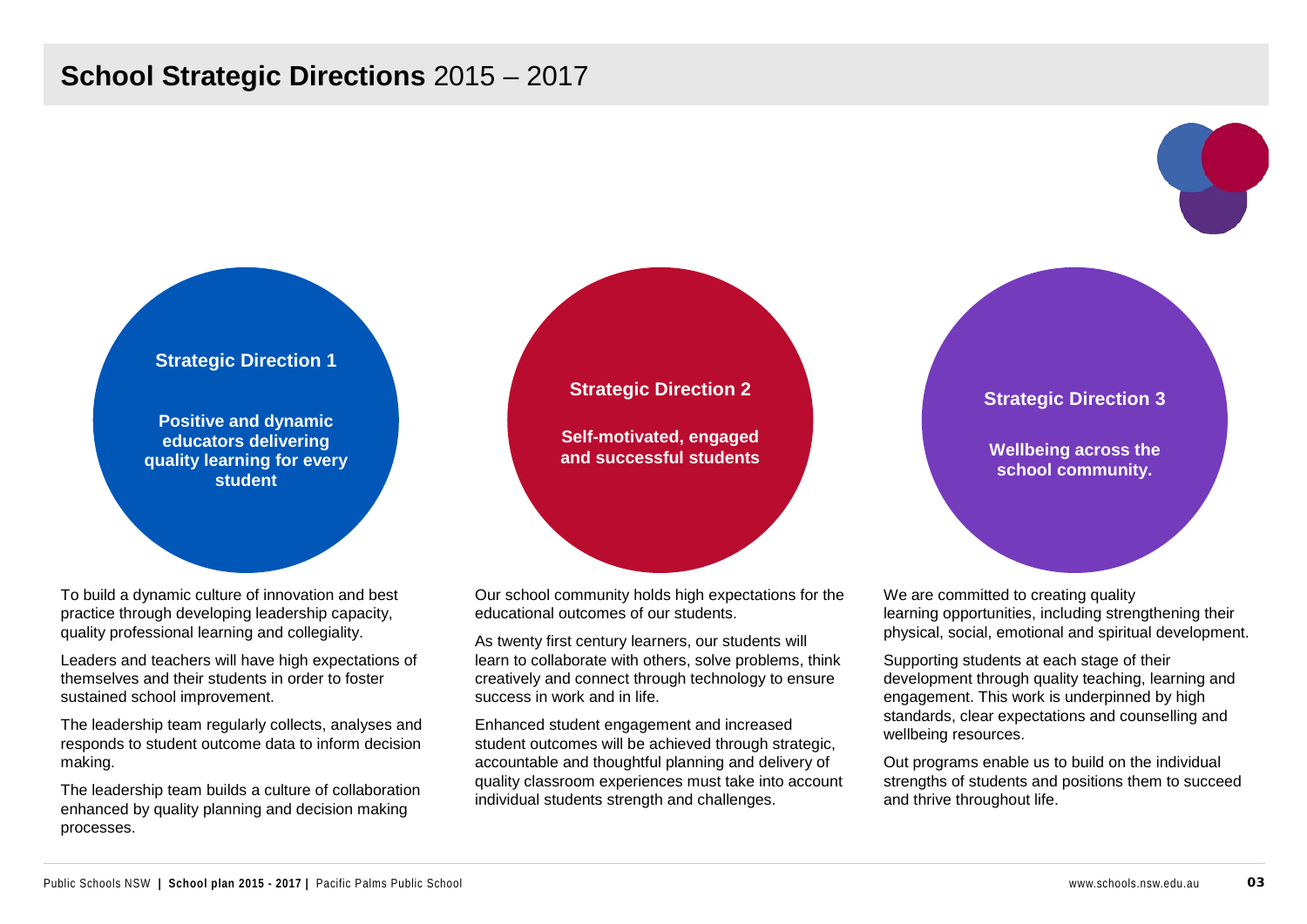# **School Strategic Directions** 2015 – 2017

## Strategic Direction 1

**Positive and dynamic educators delivering quality learning for every student**

To build a dynamic culture of innovation and best practice through developing leadership capacity, quality professional learning and collegiality.

Leaders and teachers will have high expectations of themselves and their students in order to foster sustained school improvement.

The leadership team regularly collects, analyses and responds to student outcome data to inform decision making.

The leadership team builds a culture of collaboration enhanced by quality planning and decision making processes.

## Strategic Direction 2

**Self-motivated, engaged and successful students**

Our school community holds high expectations for the educational outcomes of our students.

As twenty first century learners, our students will learn to collaborate with others, solve problems, think creatively and connect through technology to ensure success in work and in life.

Enhanced student engagement and increased student outcomes will be achieved through strategic, accountable and thoughtful planning and delivery of quality classroom experiences must take into account individual students strength and challenges.

## Strategic Direction 3

**Wellbeing across the school community.**

We are committed to creating quality learning opportunities, including strengthening their physical, social, emotional and spiritual development.

Supporting students at each stage of their development through quality teaching, learning and engagement. This work is underpinned by high standards, clear expectations and counselling and wellbeing resources.

Out programs enable us to build on the individual strengths of students and positions them to succeed and thrive throughout life.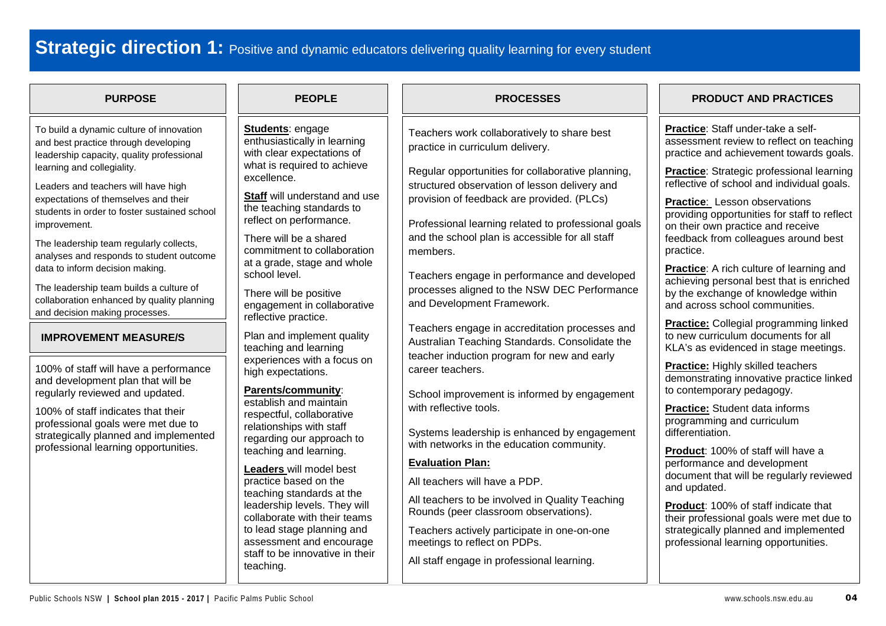# **Strategic direction 1:** Positive and dynamic educators delivering quality learning for every student

## PURPOSE

To build a dynamic culture of innovation and best practice through developing leadership capacity, quality professional learning and collegiality.

Leaders and teachers will have high expectations of themselves and their students in order to foster sustained school improvement.

The leadership team regularly collects, analyses and responds to student outcome data to inform decision making.

The leadership team builds a culture of collaboration enhanced by quality planning and decision making processes.

## IMPROVEMENT MEASURE/S

100% of staff will have a performance and development plan that will be regularly reviewed and updated.

100% of staff indicates that their professional goals were met due to strategically planned and implemented professional learning opportunities.

## PEOPLE

**Students**: engage enthusiastically in learning with clear expectations of what is required to achieve excellence.

**Staff** will understand and use the teaching standards to reflect on performance.

There will be a shared commitment to collaboration at a grade, stage and whole school level.

There will be positive engagement in collaborative reflective practice.

Plan and implement quality teaching and learning experiences with a focus on high expectations.

**Parents/community**: establish and maintain respectful, collaborative relationships with staff regarding our approach to teaching and learning.

**Leaders** will model best practice based on the teaching standards at the leadership levels. They will collaborate with their teams to lead stage planning and assessment and encourage staff to be innovative in their teaching.

## PROCESSES

Teachers work collaboratively to share best practice in curriculum delivery.

Regular opportunities for collaborative planning, structured observation of lesson delivery and provision of feedback are provided. (PLCs)

Professional learning related to professional goals and the school plan is accessible for all staff members.

Teachers engage in performance and developed processes aligned to the NSW DEC Performance and Development Framework.

Teachers engage in accreditation processes and Australian Teaching Standards. Consolidate the teacher induction program for new and early career teachers.

School improvement is informed by engagement with reflective tools.

Systems leadership is enhanced by engagement with networks in the education community.

**Evaluation Plan:**

All teachers will have a PDP.

All teachers to be involved in Quality Teaching Rounds (peer classroom observations).

Teachers actively participate in one-on-one meetings to reflect on PDPs.

All staff engage in professional learning.

## PRODUCT AND PRACTICES

**Practice**: Staff under-take a self-assessment review to reflect on teaching practice and achievement towards goals.

**Practice**: Strategic professional learning reflective of school and individual goals.

**Practice**: Lesson observations providing opportunities for staff to reflect on their own practice and receive feedback from colleagues around best practice.

**Practice**: A rich culture of learning and achieving personal best that is enriched by the exchange of knowledge within and across school communities.

**Practice:** Collegial programming linked to new curriculum documents for all KLA's as evidenced in stage meetings.

**Practice:** Highly skilled teachers demonstrating innovative practice linked to contemporary pedagogy.

**Practice:** Student data informs programming and curriculum differentiation.

**Product**: 100% of staff will have a performance and development document that will be regularly reviewed and updated.

**Product**: 100% of staff indicate that their professional goals were met due to strategically planned and implemented professional learning opportunities.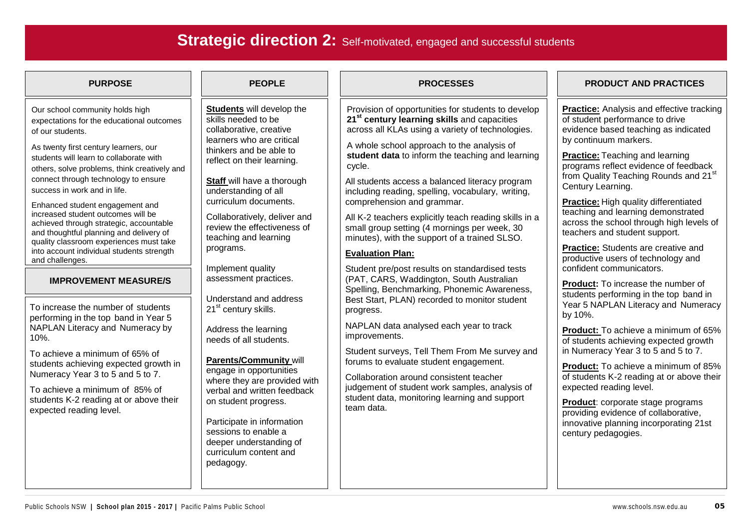# Strategic direction 2: Self-motivated, engaged and successful students

## PURPOSE

Our school community holds high expectations for the educational outcomes of our students.

As twenty first century learners, our students will learn to collaborate with others, solve problems, think creatively and connect through technology to ensure success in work and in life.

Enhanced student engagement and increased student outcomes will be achieved through strategic, accountable and thoughtful planning and delivery of quality classroom experiences must take into account individual students strength and challenges.

## IMPROVEMENT MEASURE/S

To increase the number of students performing in the top band in Year 5 NAPLAN Literacy and Numeracy by 10%.

To achieve a minimum of 65% of students achieving expected growth in Numeracy Year 3 to 5 and 5 to 7.

To achieve a minimum of 85% of students K-2 reading at or above their expected reading level.

## PEOPLE

**Students** will develop the skills needed to be collaborative, creative learners who are critical thinkers and be able to reflect on their learning.

**Staff** will have a thorough understanding of all curriculum documents.

Collaboratively, deliver and review the effectiveness of teaching and learning programs.

Implement quality assessment practices.

Understand and address 21st century skills.

Address the learning needs of all students.

**Parents/Community** will engage in opportunities where they are provided with verbal and written feedback on student progress.

Participate in information sessions to enable a deeper understanding of curriculum content and pedagogy.

## PROCESSES

Provision of opportunities for students to develop **21st century learning skills** and capacities across all KLAs using a variety of technologies.

A whole school approach to the analysis of **student data** to inform the teaching and learning cycle.

All students access a balanced literacy program including reading, spelling, vocabulary, writing, comprehension and grammar.

All K-2 teachers explicitly teach reading skills in a small group setting (4 mornings per week, 30 minutes), with the support of a trained SLSO.

**Evaluation Plan:**

Student pre/post results on standardised tests (PAT, CARS, Waddington, South Australian Spelling, Benchmarking, Phonemic Awareness, Best Start, PLAN) recorded to monitor student progress.

NAPLAN data analysed each year to track improvements.

Student surveys, Tell Them From Me survey and forums to evaluate student engagement.

Collaboration around consistent teacher judgement of student work samples, analysis of student data, monitoring learning and support team data.

## PRODUCT AND PRACTICES

**Practice:** Analysis and effective tracking of student performance to drive evidence based teaching as indicated by continuum markers.

**Practice:** Teaching and learning programs reflect evidence of feedback from Quality Teaching Rounds and 21st Century Learning.

**Practice:** High quality differentiated teaching and learning demonstrated across the school through high levels of teachers and student support.

**Practice:** Students are creative and productive users of technology and confident communicators.

**Product:** To increase the number of students performing in the top band in Year 5 NAPLAN Literacy and Numeracy by 10%.

**Product:** To achieve a minimum of 65% of students achieving expected growth in Numeracy Year 3 to 5 and 5 to 7.

**Product:** To achieve a minimum of 85% of students K-2 reading at or above their expected reading level.

**Product**: corporate stage programs providing evidence of collaborative, innovative planning incorporating 21st century pedagogies.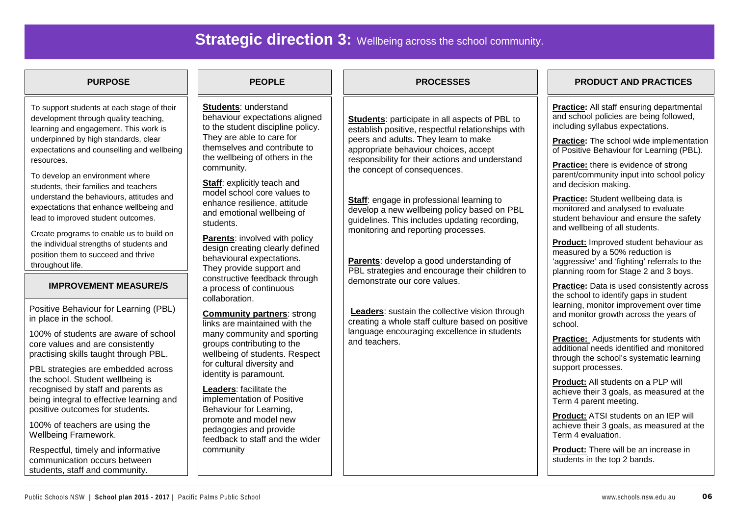# **Strategic direction 3:** Wellbeing across the school community.

## PURPOSE

To support students at each stage of their development through quality teaching, learning and engagement. This work is underpinned by high standards, clear expectations and counselling and wellbeing resources.

To develop an environment where students, their families and teachers understand the behaviours, attitudes and expectations that enhance wellbeing and lead to improved student outcomes.

Create programs to enable us to build on the individual strengths of students and position them to succeed and thrive throughout life.

## IMPROVEMENT MEASURE/S

Positive Behaviour for Learning (PBL) in place in the school.

100% of students are aware of school core values and are consistently practising skills taught through PBL.

PBL strategies are embedded across the school. Student wellbeing is recognised by staff and parents as being integral to effective learning and positive outcomes for students.

100% of teachers are using the Wellbeing Framework.

Respectful, timely and informative communication occurs between students, staff and community.

## PEOPLE

**Students**: understand behaviour expectations aligned to the student discipline policy. They are able to care for themselves and contribute to the wellbeing of others in the community.

**Staff**: explicitly teach and model school core values to enhance resilience, attitude and emotional wellbeing of students.

**Parents**: involved with policy design creating clearly defined behavioural expectations. They provide support and constructive feedback through a process of continuous collaboration.

**Community partners**: strong links are maintained with the many community and sporting groups contributing to the wellbeing of students. Respect for cultural diversity and identity is paramount.

**Leaders**: facilitate the implementation of Positive Behaviour for Learning, promote and model new pedagogies and provide feedback to staff and the wider community

## PROCESSES

**Students**: participate in all aspects of PBL to establish positive, respectful relationships with peers and adults. They learn to make appropriate behaviour choices, accept responsibility for their actions and understand the concept of consequences.

**Staff**: engage in professional learning to develop a new wellbeing policy based on PBL guidelines. This includes updating recording, monitoring and reporting processes.

**Parents**: develop a good understanding of PBL strategies and encourage their children to demonstrate our core values.

**Leaders**: sustain the collective vision through creating a whole staff culture based on positive language encouraging excellence in students and teachers.

## PRODUCT AND PRACTICES

**Practice:** All staff ensuring departmental and school policies are being followed, including syllabus expectations.

**Practice:** The school wide implementation of Positive Behaviour for Learning (PBL).

**Practice:** there is evidence of strong parent/community input into school policy and decision making.

**Practice:** Student wellbeing data is monitored and analysed to evaluate student behaviour and ensure the safety and wellbeing of all students.

**Product:** Improved student behaviour as measured by a 50% reduction is 'aggressive' and 'fighting' referrals to the planning room for Stage 2 and 3 boys.

**Practice:** Data is used consistently across the school to identify gaps in student learning, monitor improvement over time and monitor growth across the years of school.

**Practice:** Adjustments for students with additional needs identified and monitored through the school's systematic learning support processes.

**Product:** All students on a PLP will achieve their 3 goals, as measured at the Term 4 parent meeting.

**Product:** ATSI students on an IEP will achieve their 3 goals, as measured at the Term 4 evaluation.

**Product:** There will be an increase in students in the top 2 bands.